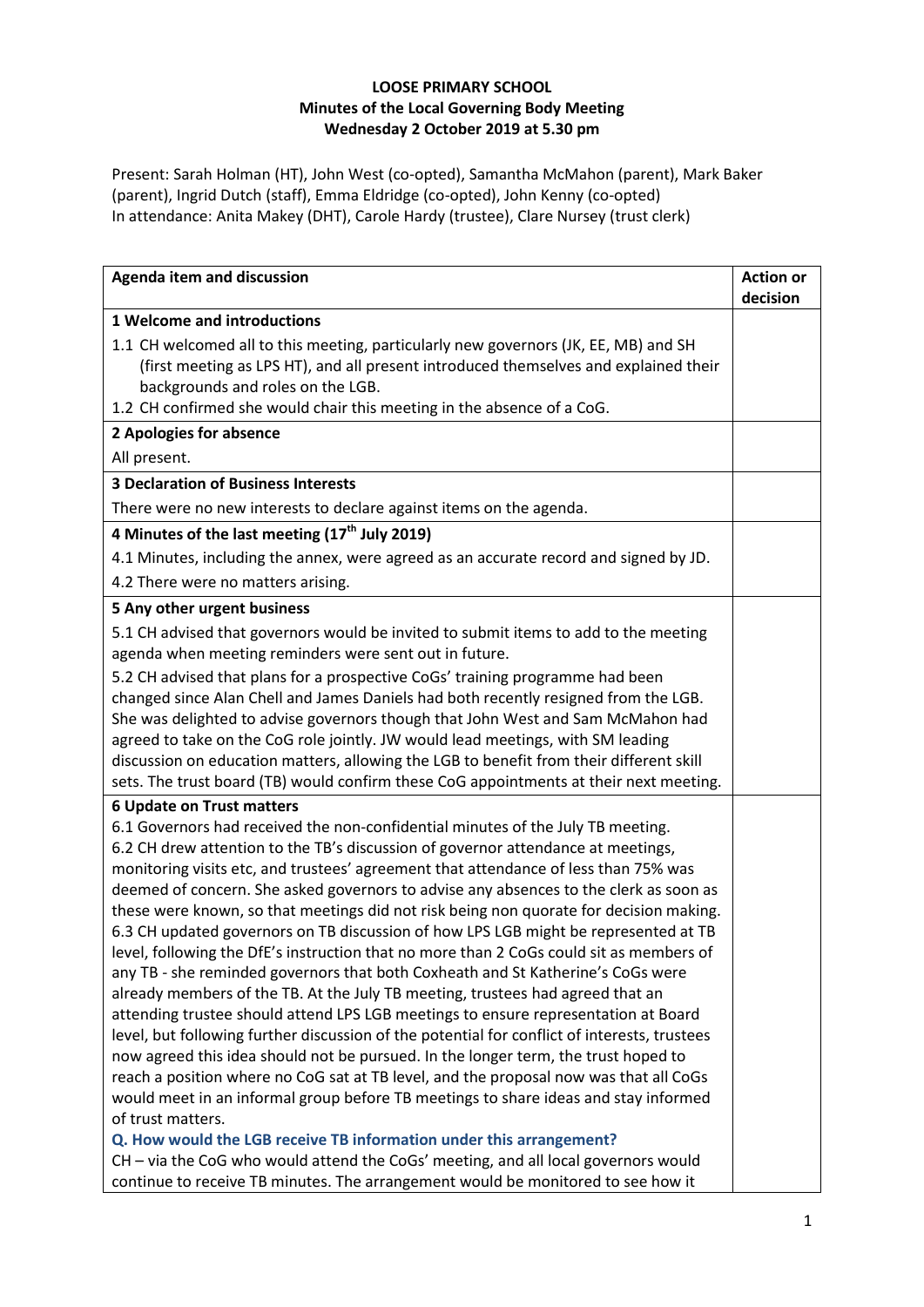**LOOSE PRIMARY SCHOOL**
**Minutes of the Local Governing Body Meeting**
**Wednesday 2 October 2019 at 5.30 pm**

Present: Sarah Holman (HT), John West (co-opted), Samantha McMahon (parent), Mark Baker (parent), Ingrid Dutch (staff), Emma Eldridge (co-opted), John Kenny (co-opted)
In attendance: Anita Makey (DHT), Carole Hardy (trustee), Clare Nursey (trust clerk)

| Agenda item and discussion | Action or decision |
|---|---|
| **1 Welcome and introductions** | |
| 1.1 CH welcomed all to this meeting, particularly new governors (JK, EE, MB) and SH (first meeting as LPS HT), and all present introduced themselves and explained their backgrounds and roles on the LGB.<br>1.2 CH confirmed she would chair this meeting in the absence of a CoG. | |
| **2 Apologies for absence** | |
| All present. | |
| **3 Declaration of Business Interests** | |
| There were no new interests to declare against items on the agenda. | |
| **4 Minutes of the last meeting (17th July 2019)** | |
| 4.1 Minutes, including the annex, were agreed as an accurate record and signed by JD. | |
| 4.2 There were no matters arising. | |
| **5 Any other urgent business** | |
| 5.1 CH advised that governors would be invited to submit items to add to the meeting agenda when meeting reminders were sent out in future.<br>5.2 CH advised that plans for a prospective CoGs' training programme had been changed since Alan Chell and James Daniels had both recently resigned from the LGB. She was delighted to advise governors though that John West and Sam McMahon had agreed to take on the CoG role jointly. JW would lead meetings, with SM leading discussion on education matters, allowing the LGB to benefit from their different skill sets. The trust board (TB) would confirm these CoG appointments at their next meeting. | |
| **6 Update on Trust matters**<br>6.1 Governors had received the non-confidential minutes of the July TB meeting.<br>6.2 CH drew attention to the TB's discussion of governor attendance at meetings, monitoring visits etc, and trustees' agreement that attendance of less than 75% was deemed of concern. She asked governors to advise any absences to the clerk as soon as these were known, so that meetings did not risk being non quorate for decision making.<br>6.3 CH updated governors on TB discussion of how LPS LGB might be represented at TB level, following the DfE's instruction that no more than 2 CoGs could sit as members of any TB - she reminded governors that both Coxheath and St Katherine's CoGs were already members of the TB. At the July TB meeting, trustees had agreed that an attending trustee should attend LPS LGB meetings to ensure representation at Board level, but following further discussion of the potential for conflict of interests, trustees now agreed this idea should not be pursued. In the longer term, the trust hoped to reach a position where no CoG sat at TB level, and the proposal now was that all CoGs would meet in an informal group before TB meetings to share ideas and stay informed of trust matters.<br>**Q. How would the LGB receive TB information under this arrangement?**<br>CH – via the CoG who would attend the CoGs' meeting, and all local governors would continue to receive TB minutes. The arrangement would be monitored to see how it | |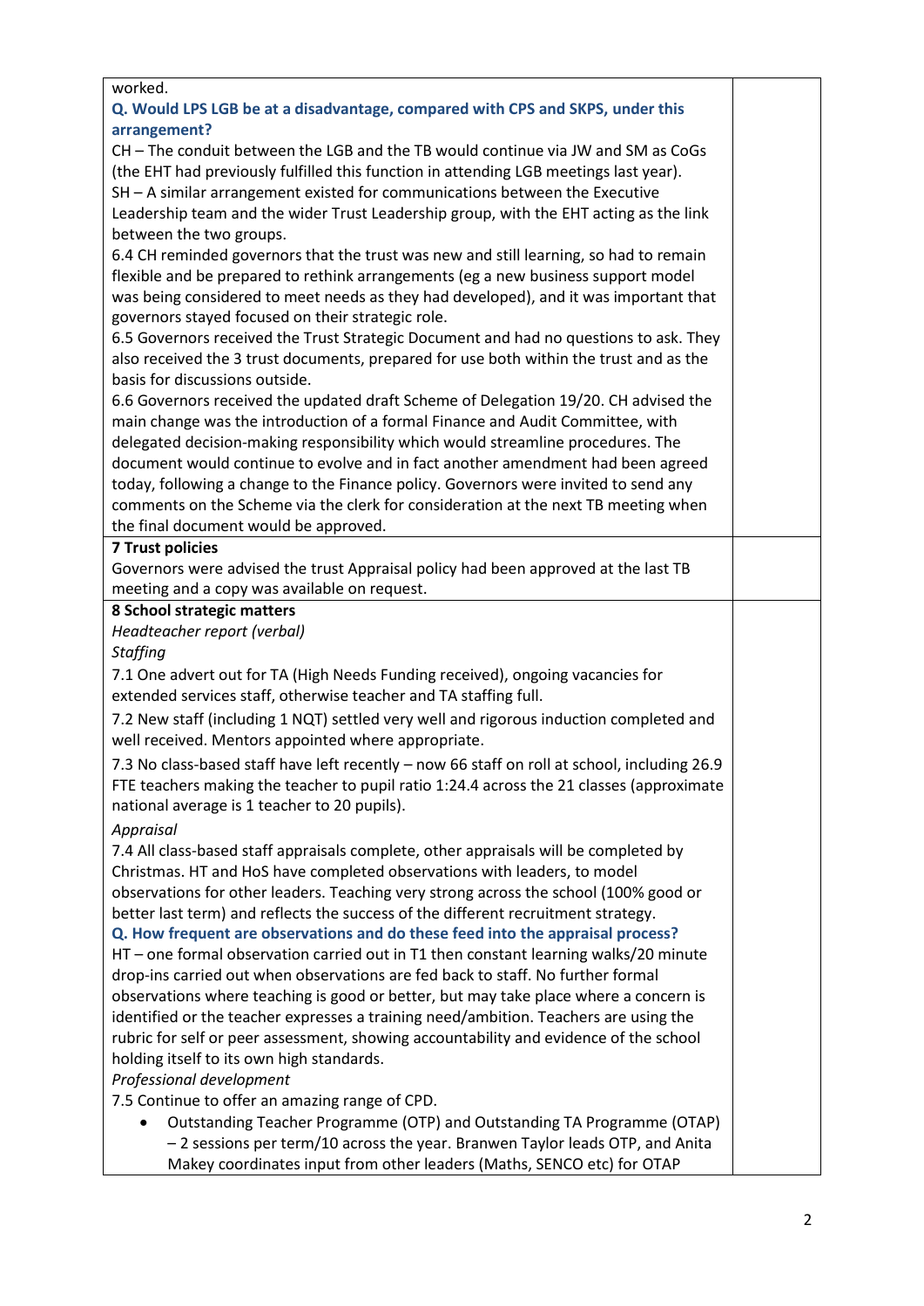worked.

**Q. Would LPS LGB be at a disadvantage, compared with CPS and SKPS, under this arrangement?**

CH – The conduit between the LGB and the TB would continue via JW and SM as CoGs (the EHT had previously fulfilled this function in attending LGB meetings last year).

SH – A similar arrangement existed for communications between the Executive Leadership team and the wider Trust Leadership group, with the EHT acting as the link between the two groups.

6.4 CH reminded governors that the trust was new and still learning, so had to remain flexible and be prepared to rethink arrangements (eg a new business support model was being considered to meet needs as they had developed), and it was important that governors stayed focused on their strategic role.

6.5 Governors received the Trust Strategic Document and had no questions to ask. They also received the 3 trust documents, prepared for use both within the trust and as the basis for discussions outside.

6.6 Governors received the updated draft Scheme of Delegation 19/20. CH advised the main change was the introduction of a formal Finance and Audit Committee, with delegated decision-making responsibility which would streamline procedures. The document would continue to evolve and in fact another amendment had been agreed today, following a change to the Finance policy. Governors were invited to send any comments on the Scheme via the clerk for consideration at the next TB meeting when the final document would be approved.

**7 Trust policies**

Governors were advised the trust Appraisal policy had been approved at the last TB meeting and a copy was available on request.

**8 School strategic matters**

*Headteacher report (verbal)*

*Staffing*

7.1 One advert out for TA (High Needs Funding received), ongoing vacancies for extended services staff, otherwise teacher and TA staffing full.

7.2 New staff (including 1 NQT) settled very well and rigorous induction completed and well received. Mentors appointed where appropriate.

7.3 No class-based staff have left recently – now 66 staff on roll at school, including 26.9 FTE teachers making the teacher to pupil ratio 1:24.4 across the 21 classes (approximate national average is 1 teacher to 20 pupils).

*Appraisal*

7.4 All class-based staff appraisals complete, other appraisals will be completed by Christmas. HT and HoS have completed observations with leaders, to model observations for other leaders. Teaching very strong across the school (100% good or better last term) and reflects the success of the different recruitment strategy.

**Q. How frequent are observations and do these feed into the appraisal process?**

HT – one formal observation carried out in T1 then constant learning walks/20 minute drop-ins carried out when observations are fed back to staff. No further formal observations where teaching is good or better, but may take place where a concern is identified or the teacher expresses a training need/ambition. Teachers are using the rubric for self or peer assessment, showing accountability and evidence of the school holding itself to its own high standards.

*Professional development*

7.5 Continue to offer an amazing range of CPD.

- Outstanding Teacher Programme (OTP) and Outstanding TA Programme (OTAP) – 2 sessions per term/10 across the year. Branwen Taylor leads OTP, and Anita Makey coordinates input from other leaders (Maths, SENCO etc) for OTAP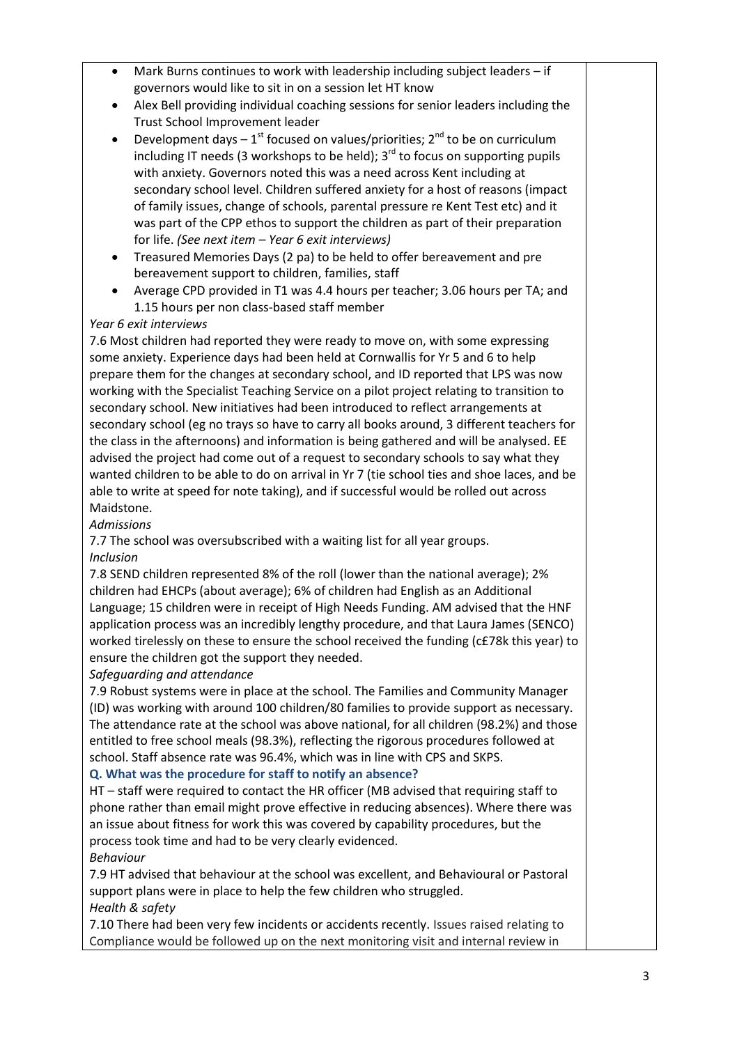- Mark Burns continues to work with leadership including subject leaders – if governors would like to sit in on a session let HT know
- Alex Bell providing individual coaching sessions for senior leaders including the Trust School Improvement leader
- Development days – 1st focused on values/priorities; 2nd to be on curriculum including IT needs (3 workshops to be held); 3rd to focus on supporting pupils with anxiety. Governors noted this was a need across Kent including at secondary school level. Children suffered anxiety for a host of reasons (impact of family issues, change of schools, parental pressure re Kent Test etc) and it was part of the CPP ethos to support the children as part of their preparation for life. *(See next item – Year 6 exit interviews)*
- Treasured Memories Days (2 pa) to be held to offer bereavement and pre bereavement support to children, families, staff
- Average CPD provided in T1 was 4.4 hours per teacher; 3.06 hours per TA; and 1.15 hours per non class-based staff member

*Year 6 exit interviews*

7.6 Most children had reported they were ready to move on, with some expressing some anxiety. Experience days had been held at Cornwallis for Yr 5 and 6 to help prepare them for the changes at secondary school, and ID reported that LPS was now working with the Specialist Teaching Service on a pilot project relating to transition to secondary school. New initiatives had been introduced to reflect arrangements at secondary school (eg no trays so have to carry all books around, 3 different teachers for the class in the afternoons) and information is being gathered and will be analysed. EE advised the project had come out of a request to secondary schools to say what they wanted children to be able to do on arrival in Yr 7 (tie school ties and shoe laces, and be able to write at speed for note taking), and if successful would be rolled out across Maidstone.

*Admissions*

7.7 The school was oversubscribed with a waiting list for all year groups.

*Inclusion*

7.8 SEND children represented 8% of the roll (lower than the national average); 2% children had EHCPs (about average); 6% of children had English as an Additional Language; 15 children were in receipt of High Needs Funding. AM advised that the HNF application process was an incredibly lengthy procedure, and that Laura James (SENCO) worked tirelessly on these to ensure the school received the funding (c£78k this year) to ensure the children got the support they needed.

*Safeguarding and attendance*

7.9 Robust systems were in place at the school. The Families and Community Manager (ID) was working with around 100 children/80 families to provide support as necessary. The attendance rate at the school was above national, for all children (98.2%) and those entitled to free school meals (98.3%), reflecting the rigorous procedures followed at school. Staff absence rate was 96.4%, which was in line with CPS and SKPS.

**Q. What was the procedure for staff to notify an absence?**

HT – staff were required to contact the HR officer (MB advised that requiring staff to phone rather than email might prove effective in reducing absences). Where there was an issue about fitness for work this was covered by capability procedures, but the process took time and had to be very clearly evidenced.

*Behaviour*

7.9 HT advised that behaviour at the school was excellent, and Behavioural or Pastoral support plans were in place to help the few children who struggled.

*Health & safety*

7.10 There had been very few incidents or accidents recently. Issues raised relating to Compliance would be followed up on the next monitoring visit and internal review in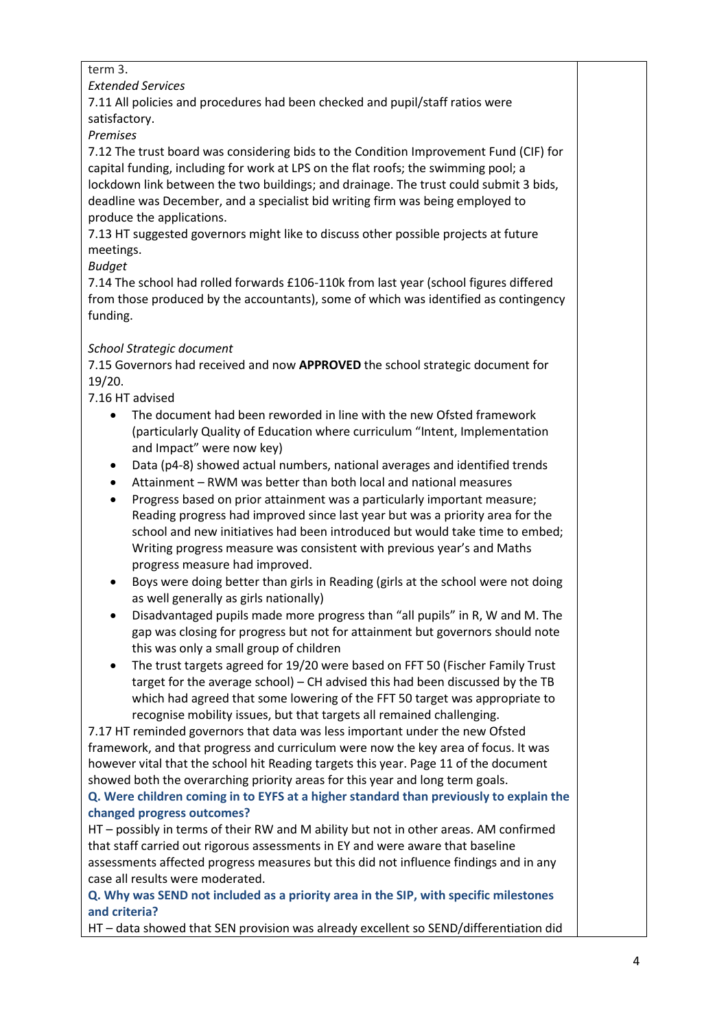term 3.

*Extended Services*

7.11 All policies and procedures had been checked and pupil/staff ratios were satisfactory.

*Premises*

7.12 The trust board was considering bids to the Condition Improvement Fund (CIF) for capital funding, including for work at LPS on the flat roofs; the swimming pool; a lockdown link between the two buildings; and drainage. The trust could submit 3 bids, deadline was December, and a specialist bid writing firm was being employed to produce the applications.

7.13 HT suggested governors might like to discuss other possible projects at future meetings.

*Budget*

7.14 The school had rolled forwards £106-110k from last year (school figures differed from those produced by the accountants), some of which was identified as contingency funding.

*School Strategic document*

7.15 Governors had received and now **APPROVED** the school strategic document for 19/20.

7.16 HT advised

- The document had been reworded in line with the new Ofsted framework (particularly Quality of Education where curriculum "Intent, Implementation and Impact" were now key)
- Data (p4-8) showed actual numbers, national averages and identified trends
- Attainment – RWM was better than both local and national measures
- Progress based on prior attainment was a particularly important measure; Reading progress had improved since last year but was a priority area for the school and new initiatives had been introduced but would take time to embed; Writing progress measure was consistent with previous year's and Maths progress measure had improved.
- Boys were doing better than girls in Reading (girls at the school were not doing as well generally as girls nationally)
- Disadvantaged pupils made more progress than "all pupils" in R, W and M. The gap was closing for progress but not for attainment but governors should note this was only a small group of children
- The trust targets agreed for 19/20 were based on FFT 50 (Fischer Family Trust target for the average school) – CH advised this had been discussed by the TB which had agreed that some lowering of the FFT 50 target was appropriate to recognise mobility issues, but that targets all remained challenging.

7.17 HT reminded governors that data was less important under the new Ofsted framework, and that progress and curriculum were now the key area of focus. It was however vital that the school hit Reading targets this year. Page 11 of the document showed both the overarching priority areas for this year and long term goals.

**Q. Were children coming in to EYFS at a higher standard than previously to explain the changed progress outcomes?**

HT – possibly in terms of their RW and M ability but not in other areas. AM confirmed that staff carried out rigorous assessments in EY and were aware that baseline assessments affected progress measures but this did not influence findings and in any case all results were moderated.

**Q. Why was SEND not included as a priority area in the SIP, with specific milestones and criteria?**

HT – data showed that SEN provision was already excellent so SEND/differentiation did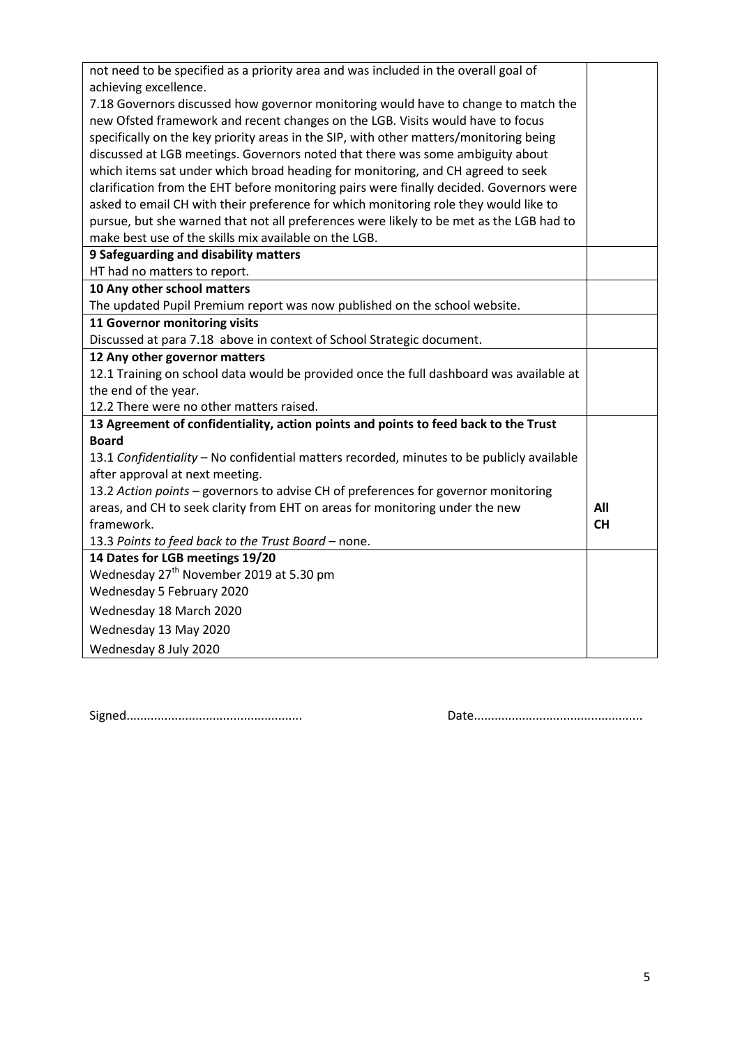| | |
|---|---|
| not need to be specified as a priority area and was included in the overall goal of achieving excellence.<br>7.18 Governors discussed how governor monitoring would have to change to match the new Ofsted framework and recent changes on the LGB. Visits would have to focus specifically on the key priority areas in the SIP, with other matters/monitoring being discussed at LGB meetings. Governors noted that there was some ambiguity about which items sat under which broad heading for monitoring, and CH agreed to seek clarification from the EHT before monitoring pairs were finally decided. Governors were asked to email CH with their preference for which monitoring role they would like to pursue, but she warned that not all preferences were likely to be met as the LGB had to make best use of the skills mix available on the LGB. | |
| **9 Safeguarding and disability matters**<br>HT had no matters to report. | |
| **10 Any other school matters**<br>The updated Pupil Premium report was now published on the school website. | |
| **11 Governor monitoring visits**<br>Discussed at para 7.18 above in context of School Strategic document. | |
| **12 Any other governor matters**<br>12.1 Training on school data would be provided once the full dashboard was available at the end of the year.<br>12.2 There were no other matters raised. | |
| **13 Agreement of confidentiality, action points and points to feed back to the Trust Board**<br>13.1 *Confidentiality* – No confidential matters recorded, minutes to be publicly available after approval at next meeting.<br>13.2 *Action points* – governors to advise CH of preferences for governor monitoring areas, and CH to seek clarity from EHT on areas for monitoring under the new framework.<br>13.3 *Points to feed back to the Trust Board* – none. | **All**<br>**CH** |
| **14 Dates for LGB meetings 19/20**<br>Wednesday 27th November 2019 at 5.30 pm<br>Wednesday 5 February 2020<br>Wednesday 18 March 2020<br>Wednesday 13 May 2020<br>Wednesday 8 July 2020 | |

Signed..................................................  Date................................................